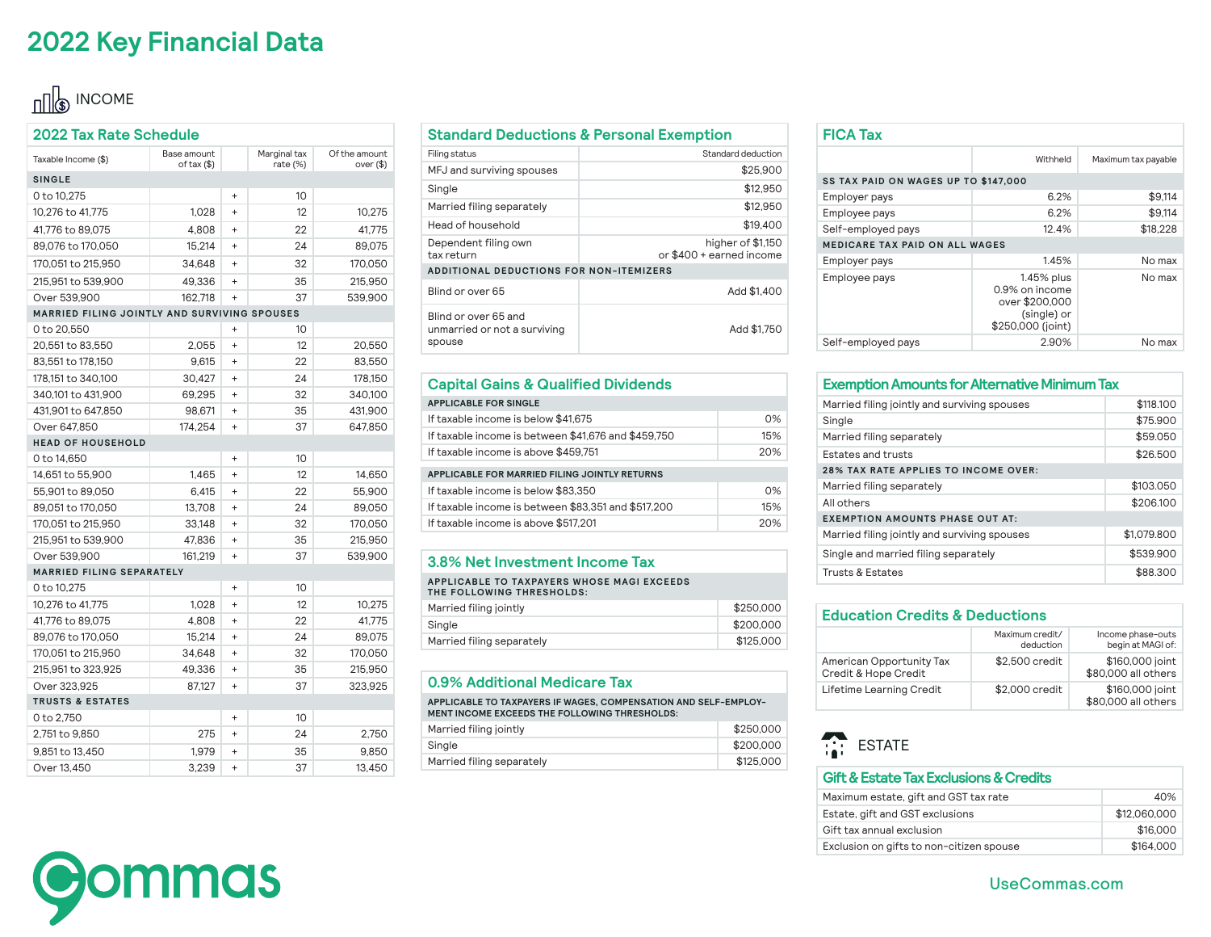# 2022 Key Financial Data

## INCOME

### 2022 Tax Rate Schedule

| Taxable Income ($) | Base amount of tax ($) | | Marginal tax rate (%) | Of the amount over ($) |
|---|---|---|---|---|
| **SINGLE** | | | | |
| 0 to 10,275 | | + | 10 | |
| 10,276 to 41,775 | 1,028 | + | 12 | 10,275 |
| 41,776 to 89,075 | 4,808 | + | 22 | 41,775 |
| 89,076 to 170,050 | 15,214 | + | 24 | 89,075 |
| 170,051 to 215,950 | 34,648 | + | 32 | 170,050 |
| 215,951 to 539,900 | 49,336 | + | 35 | 215,950 |
| Over 539,900 | 162,718 | + | 37 | 539,900 |
| **MARRIED FILING JOINTLY AND SURVIVING SPOUSES** | | | | |
| 0 to 20,550 | | + | 10 | |
| 20,551 to 83,550 | 2,055 | + | 12 | 20,550 |
| 83,551 to 178,150 | 9,615 | + | 22 | 83,550 |
| 178,151 to 340,100 | 30,427 | + | 24 | 178,150 |
| 340,101 to 431,900 | 69,295 | + | 32 | 340,100 |
| 431,901 to 647,850 | 98,671 | + | 35 | 431,900 |
| Over 647,850 | 174,254 | + | 37 | 647,850 |
| **HEAD OF HOUSEHOLD** | | | | |
| 0 to 14,650 | | + | 10 | |
| 14,651 to 55,900 | 1,465 | + | 12 | 14,650 |
| 55,901 to 89,050 | 6,415 | + | 22 | 55,900 |
| 89,051 to 170,050 | 13,708 | + | 24 | 89,050 |
| 170,051 to 215,950 | 33,148 | + | 32 | 170,050 |
| 215,951 to 539,900 | 47,836 | + | 35 | 215,950 |
| Over 539,900 | 161,219 | + | 37 | 539,900 |
| **MARRIED FILING SEPARATELY** | | | | |
| 0 to 10,275 | | + | 10 | |
| 10,276 to 41,775 | 1,028 | + | 12 | 10,275 |
| 41,776 to 89,075 | 4,808 | + | 22 | 41,775 |
| 89,076 to 170,050 | 15,214 | + | 24 | 89,075 |
| 170,051 to 215,950 | 34,648 | + | 32 | 170,050 |
| 215,951 to 323,925 | 49,336 | + | 35 | 215,950 |
| Over 323,925 | 87,127 | + | 37 | 323,925 |
| **TRUSTS & ESTATES** | | | | |
| 0 to 2,750 | | + | 10 | |
| 2,751 to 9,850 | 275 | + | 24 | 2,750 |
| 9,851 to 13,450 | 1,979 | + | 35 | 9,850 |
| Over 13,450 | 3,239 | + | 37 | 13,450 |

### Standard Deductions & Personal Exemption

| Filing status | Standard deduction |
|---|---|
| MFJ and surviving spouses | $25,900 |
| Single | $12,950 |
| Married filing separately | $12,950 |
| Head of household | $19,400 |
| Dependent filing own tax return | higher of $1,150 or $400 + earned income |
| **ADDITIONAL DEDUCTIONS FOR NON-ITEMIZERS** | |
| Blind or over 65 | Add $1,400 |
| Blind or over 65 and unmarried or not a surviving spouse | Add $1,750 |

### Capital Gains & Qualified Dividends

| APPLICABLE FOR SINGLE | |
|---|---|
| If taxable income is below $41,675 | 0% |
| If taxable income is between $41,676 and $459,750 | 15% |
| If taxable income is above $459,751 | 20% |

| APPLICABLE FOR MARRIED FILING JOINTLY RETURNS | |
|---|---|
| If taxable income is below $83,350 | 0% |
| If taxable income is between $83,351 and $517,200 | 15% |
| If taxable income is above $517,201 | 20% |

### 3.8% Net Investment Income Tax

| APPLICABLE TO TAXPAYERS WHOSE MAGI EXCEEDS THE FOLLOWING THRESHOLDS: | |
|---|---|
| Married filing jointly | $250,000 |
| Single | $200,000 |
| Married filing separately | $125,000 |

### 0.9% Additional Medicare Tax

| APPLICABLE TO TAXPAYERS IF WAGES, COMPENSATION AND SELF-EMPLOYMENT INCOME EXCEEDS THE FOLLOWING THRESHOLDS: | |
|---|---|
| Married filing jointly | $250,000 |
| Single | $200,000 |
| Married filing separately | $125,000 |

### FICA Tax

| | Withheld | Maximum tax payable |
|---|---|---|
| **SS TAX PAID ON WAGES UP TO $147,000** | | |
| Employer pays | 6.2% | $9,114 |
| Employee pays | 6.2% | $9,114 |
| Self-employed pays | 12.4% | $18,228 |
| **MEDICARE TAX PAID ON ALL WAGES** | | |
| Employer pays | 1.45% | No max |
| Employee pays | 1.45% plus 0.9% on income over $200,000 (single) or $250,000 (joint) | No max |
| Self-employed pays | 2.90% | No max |

### Exemption Amounts for Alternative Minimum Tax

| | |
|---|---|
| Married filing jointly and surviving spouses | $118.100 |
| Single | $75.900 |
| Married filing separately | $59.050 |
| Estates and trusts | $26.500 |
| **28% TAX RATE APPLIES TO INCOME OVER:** | |
| Married filing separately | $103.050 |
| All others | $206.100 |
| **EXEMPTION AMOUNTS PHASE OUT AT:** | |
| Married filing jointly and surviving spouses | $1,079.800 |
| Single and married filing separately | $539.900 |
| Trusts & Estates | $88.300 |

### Education Credits & Deductions

| | Maximum credit/deduction | Income phase-outs begin at MAGI of: |
|---|---|---|
| American Opportunity Tax Credit & Hope Credit | $2,500 credit | $160,000 joint $80,000 all others |
| Lifetime Learning Credit | $2,000 credit | $160,000 joint $80,000 all others |

## ESTATE

### Gift & Estate Tax Exclusions & Credits

| | |
|---|---|
| Maximum estate, gift and GST tax rate | 40% |
| Estate, gift and GST exclusions | $12,060,000 |
| Gift tax annual exclusion | $16,000 |
| Exclusion on gifts to non-citizen spouse | $164,000 |

Commas

UseCommas.com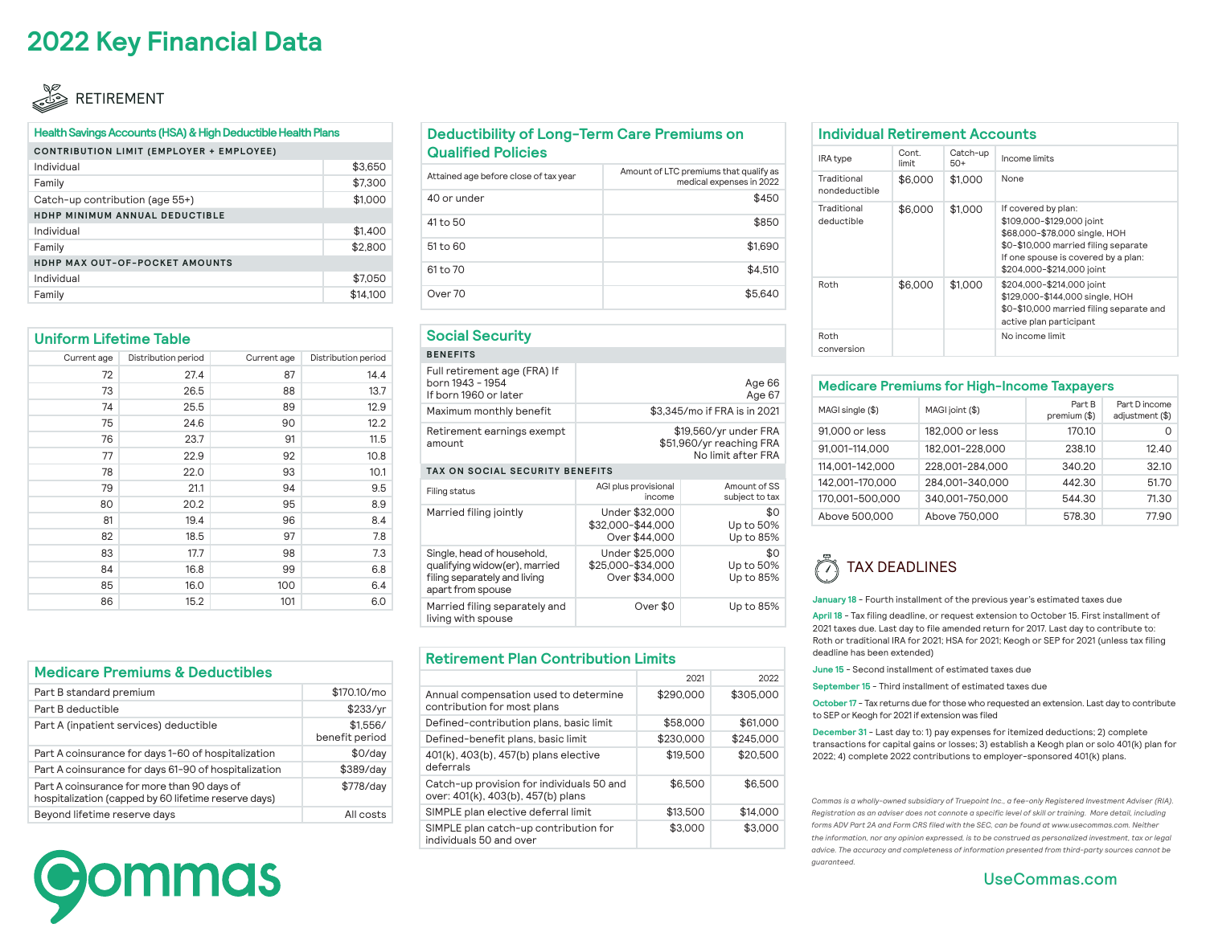# 2022 Key Financial Data

## RETIREMENT

### Health Savings Accounts (HSA) & High Deductible Health Plans

| CONTRIBUTION LIMIT (EMPLOYER + EMPLOYEE) | |
|---|---|
| Individual | $3,650 |
| Family | $7,300 |
| Catch-up contribution (age 55+) | $1,000 |
| **HDHP MINIMUM ANNUAL DEDUCTIBLE** | |
| Individual | $1,400 |
| Family | $2,800 |
| **HDHP MAX OUT-OF-POCKET AMOUNTS** | |
| Individual | $7,050 |
| Family | $14,100 |

### Uniform Lifetime Table

| Current age | Distribution period | Current age | Distribution period |
|---|---|---|---|
| 72 | 27.4 | 87 | 14.4 |
| 73 | 26.5 | 88 | 13.7 |
| 74 | 25.5 | 89 | 12.9 |
| 75 | 24.6 | 90 | 12.2 |
| 76 | 23.7 | 91 | 11.5 |
| 77 | 22.9 | 92 | 10.8 |
| 78 | 22.0 | 93 | 10.1 |
| 79 | 21.1 | 94 | 9.5 |
| 80 | 20.2 | 95 | 8.9 |
| 81 | 19.4 | 96 | 8.4 |
| 82 | 18.5 | 97 | 7.8 |
| 83 | 17.7 | 98 | 7.3 |
| 84 | 16.8 | 99 | 6.8 |
| 85 | 16.0 | 100 | 6.4 |
| 86 | 15.2 | 101 | 6.0 |

### Medicare Premiums & Deductibles

| | |
|---|---|
| Part B standard premium | $170.10/mo |
| Part B deductible | $233/yr |
| Part A (inpatient services) deductible | $1,556/ benefit period |
| Part A coinsurance for days 1–60 of hospitalization | $0/day |
| Part A coinsurance for days 61–90 of hospitalization | $389/day |
| Part A coinsurance for more than 90 days of hospitalization (capped by 60 lifetime reserve days) | $778/day |
| Beyond lifetime reserve days | All costs |

### Deductibility of Long-Term Care Premiums on Qualified Policies

| Attained age before close of tax year | Amount of LTC premiums that qualify as medical expenses in 2022 |
|---|---|
| 40 or under | $450 |
| 41 to 50 | $850 |
| 51 to 60 | $1,690 |
| 61 to 70 | $4,510 |
| Over 70 | $5,640 |

### Social Security

| BENEFITS | | |
|---|---|---|
| Full retirement age (FRA) If born 1943 - 1954<br>If born 1960 or later | | Age 66<br>Age 67 |
| Maximum monthly benefit | | $3,345/mo if FRA is in 2021 |
| Retirement earnings exempt amount | | $19,560/yr under FRA<br>$51,960/yr reaching FRA<br>No limit after FRA |
| **TAX ON SOCIAL SECURITY BENEFITS** | | |
| Filing status | AGI plus provisional income | Amount of SS subject to tax |
| Married filing jointly | Under $32,000<br>$32,000–$44,000<br>Over $44,000 | $0<br>Up to 50%<br>Up to 85% |
| Single, head of household, qualifying widow(er), married filing separately and living apart from spouse | Under $25,000<br>$25,000–$34,000<br>Over $34,000 | $0<br>Up to 50%<br>Up to 85% |
| Married filing separately and living with spouse | Over $0 | Up to 85% |

### Retirement Plan Contribution Limits

| | 2021 | 2022 |
|---|---|---|
| Annual compensation used to determine contribution for most plans | $290,000 | $305,000 |
| Defined-contribution plans, basic limit | $58,000 | $61,000 |
| Defined-benefit plans, basic limit | $230,000 | $245,000 |
| 401(k), 403(b), 457(b) plans elective deferrals | $19,500 | $20,500 |
| Catch-up provision for individuals 50 and over: 401(k), 403(b), 457(b) plans | $6,500 | $6,500 |
| SIMPLE plan elective deferral limit | $13,500 | $14,000 |
| SIMPLE plan catch-up contribution for individuals 50 and over | $3,000 | $3,000 |

### Individual Retirement Accounts

| IRA type | Cont. limit | Catch-up 50+ | Income limits |
|---|---|---|---|
| Traditional nondeductible | $6,000 | $1,000 | None |
| Traditional deductible | $6,000 | $1,000 | If covered by plan:<br>$109,000–$129,000 joint<br>$68,000–$78,000 single, HOH<br>$0–$10,000 married filing separate<br>If one spouse is covered by a plan:<br>$204,000–$214,000 joint |
| Roth | $6,000 | $1,000 | $204,000–$214,000 joint<br>$129,000–$144,000 single, HOH<br>$0–$10,000 married filing separate and active plan participant |
| Roth conversion | | | No income limit |

### Medicare Premiums for High-Income Taxpayers

| MAGI single ($) | MAGI joint ($) | Part B premium ($) | Part D income adjustment ($) |
|---|---|---|---|
| 91,000 or less | 182,000 or less | 170.10 | 0 |
| 91,001–114,000 | 182,001–228,000 | 238.10 | 12.40 |
| 114,001–142,000 | 228,001–284,000 | 340.20 | 32.10 |
| 142,001–170,000 | 284,001–340,000 | 442.30 | 51.70 |
| 170,001–500,000 | 340,001–750,000 | 544.30 | 71.30 |
| Above 500,000 | Above 750,000 | 578.30 | 77.90 |

## TAX DEADLINES

**January 18** - Fourth installment of the previous year's estimated taxes due

**April 18** - Tax filing deadline, or request extension to October 15. First installment of 2021 taxes due. Last day to file amended return for 2017. Last day to contribute to: Roth or traditional IRA for 2021; HSA for 2021; Keogh or SEP for 2021 (unless tax filing deadline has been extended)

**June 15** - Second installment of estimated taxes due

**September 15** - Third installment of estimated taxes due

**October 17** - Tax returns due for those who requested an extension. Last day to contribute to SEP or Keogh for 2021 if extension was filed

**December 31** - Last day to: 1) pay expenses for itemized deductions; 2) complete transactions for capital gains or losses; 3) establish a Keogh plan or solo 401(k) plan for 2022; 4) complete 2022 contributions to employer-sponsored 401(k) plans.

*Commas is a wholly-owned subsidiary of Truepoint Inc., a fee-only Registered Investment Adviser (RIA). Registration as an adviser does not connote a specific level of skill or training. More detail, including forms ADV Part 2A and Form CRS filed with the SEC, can be found at www.usecommas.com. Neither the information, nor any opinion expressed, is to be construed as personalized investment, tax or legal advice. The accuracy and completeness of information presented from third-party sources cannot be guaranteed.*

Commas

UseCommas.com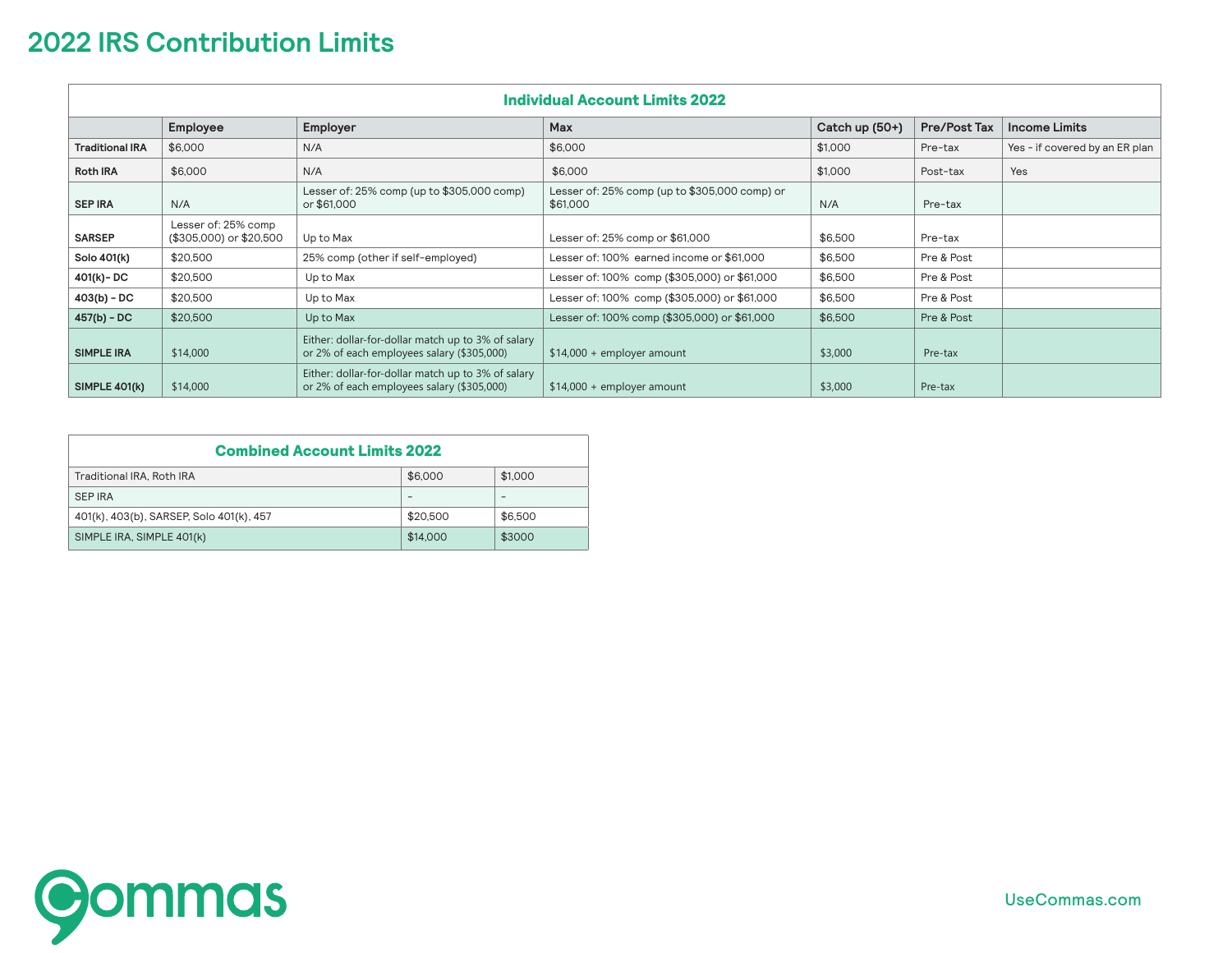# 2022 IRS Contribution Limits

| Individual Account Limits 2022 | | | | | | |
|---|---|---|---|---|---|---|
| | **Employee** | **Employer** | **Max** | **Catch up (50+)** | **Pre/Post Tax** | **Income Limits** |
| **Traditional IRA** | $6,000 | N/A | $6,000 | $1,000 | Pre-tax | Yes - if covered by an ER plan |
| **Roth IRA** | $6,000 | N/A | $6,000 | $1,000 | Post-tax | Yes |
| **SEP IRA** | N/A | Lesser of: 25% comp (up to $305,000 comp) or $61,000 | Lesser of: 25% comp (up to $305,000 comp) or $61,000 | N/A | Pre-tax | |
| **SARSEP** | Lesser of: 25% comp ($305,000) or $20,500 | Up to Max | Lesser of: 25% comp or $61,000 | $6,500 | Pre-tax | |
| **Solo 401(k)** | $20,500 | 25% comp (other if self-employed) | Lesser of: 100% earned income or $61,000 | $6,500 | Pre & Post | |
| **401(k)- DC** | $20,500 | Up to Max | Lesser of: 100% comp ($305,000) or $61,000 | $6,500 | Pre & Post | |
| **403(b) - DC** | $20,500 | Up to Max | Lesser of: 100% comp ($305,000) or $61,000 | $6,500 | Pre & Post | |
| **457(b) - DC** | $20,500 | Up to Max | Lesser of: 100% comp ($305,000) or $61,000 | $6,500 | Pre & Post | |
| **SIMPLE IRA** | $14,000 | Either: dollar-for-dollar match up to 3% of salary or 2% of each employees salary ($305,000) | $14,000 + employer amount | $3,000 | Pre-tax | |
| **SIMPLE 401(k)** | $14,000 | Either: dollar-for-dollar match up to 3% of salary or 2% of each employees salary ($305,000) | $14,000 + employer amount | $3,000 | Pre-tax | |

| Combined Account Limits 2022 | | |
|---|---|---|
| Traditional IRA, Roth IRA | $6,000 | $1,000 |
| SEP IRA | - | - |
| 401(k), 403(b), SARSEP, Solo 401(k), 457 | $20,500 | $6,500 |
| SIMPLE IRA, SIMPLE 401(k) | $14,000 | $3000 |

Commas

UseCommas.com